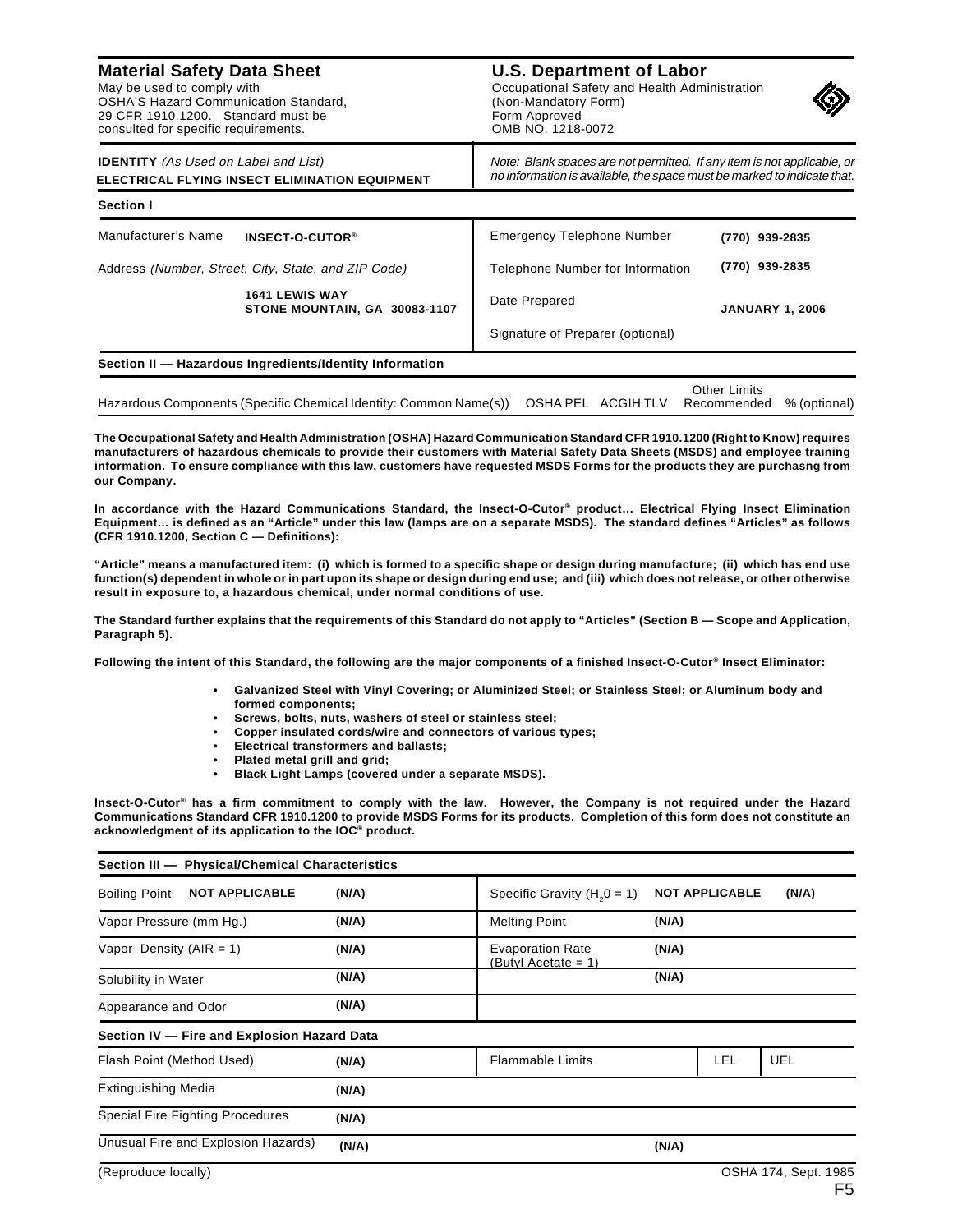# Material Safety Data Sheet

May be used to comply with OSHA'S Hazard Communication Standard, 29 CFR 1910.1200. Standard must be consulted for specific requirements.

# U.S. Department of Labor

Occupational Safety and Health Administration
(Non-Mandatory Form)
Form Approved
OMB NO. 1218-0072

**IDENTITY** *(As Used on Label and List)*
**ELECTRICAL FLYING INSECT ELIMINATION EQUIPMENT**

*Note: Blank spaces are not permitted. If any item is not applicable, or no information is available, the space must be marked to indicate that.*

## Section I

| | | | |
|---|---|---|---|
| Manufacturer's Name | **INSECT-O-CUTOR®** | Emergency Telephone Number | **(770) 939-2835** |
| Address *(Number, Street, City, State, and ZIP Code)* | | Telephone Number for Information | **(770) 939-2835** |
| | **1641 LEWIS WAY STONE MOUNTAIN, GA 30083-1107** | Date Prepared | **JANUARY 1, 2006** |
| | | Signature of Preparer (optional) | |

## Section II — Hazardous Ingredients/Identity Information

| Hazardous Components (Specific Chemical Identity: Common Name(s)) | OSHA PEL | ACGIH TLV | Other Limits Recommended | % (optional) |
|---|---|---|---|---|

**The Occupational Safety and Health Administration (OSHA) Hazard Communication Standard CFR 1910.1200 (Right to Know) requires manufacturers of hazardous chemicals to provide their customers with Material Safety Data Sheets (MSDS) and employee training information. To ensure compliance with this law, customers have requested MSDS Forms for the products they are purchasng from our Company.**

**In accordance with the Hazard Communications Standard, the Insect-O-Cutor® product… Electrical Flying Insect Elimination Equipment… is defined as an "Article" under this law (lamps are on a separate MSDS). The standard defines "Articles" as follows (CFR 1910.1200, Section C — Definitions):**

**"Article" means a manufactured item: (i) which is formed to a specific shape or design during manufacture; (ii) which has end use function(s) dependent in whole or in part upon its shape or design during end use; and (iii) which does not release, or other otherwise result in exposure to, a hazardous chemical, under normal conditions of use.**

**The Standard further explains that the requirements of this Standard do not apply to "Articles" (Section B — Scope and Application, Paragraph 5).**

**Following the intent of this Standard, the following are the major components of a finished Insect-O-Cutor® Insect Eliminator:**

- **Galvanized Steel with Vinyl Covering; or Aluminized Steel; or Stainless Steel; or Aluminum body and formed components;**
- **Screws, bolts, nuts, washers of steel or stainless steel;**
- **Copper insulated cords/wire and connectors of various types;**
- **Electrical transformers and ballasts;**
- **Plated metal grill and grid;**
- **Black Light Lamps (covered under a separate MSDS).**

**Insect-O-Cutor® has a firm commitment to comply with the law. However, the Company is not required under the Hazard Communications Standard CFR 1910.1200 to provide MSDS Forms for its products. Completion of this form does not constitute an acknowledgment of its application to the IOC® product.**

## Section III — Physical/Chemical Characteristics

| | | | |
|---|---|---|---|
| Boiling Point **NOT APPLICABLE** | **(N/A)** | Specific Gravity ($H_2O = 1$) **NOT APPLICABLE** | **(N/A)** |
| Vapor Pressure (mm Hg.) | **(N/A)** | Melting Point | **(N/A)** |
| Vapor Density (AIR = 1) | **(N/A)** | Evaporation Rate (Butyl Acetate = 1) | **(N/A)** |
| Solubility in Water | **(N/A)** | | **(N/A)** |
| Appearance and Odor | **(N/A)** | | |

## Section IV — Fire and Explosion Hazard Data

| | | | | |
|---|---|---|---|---|
| Flash Point (Method Used) | **(N/A)** | Flammable Limits | LEL | UEL |
| Extinguishing Media | **(N/A)** | | | |
| Special Fire Fighting Procedures | **(N/A)** | | | |
| Unusual Fire and Explosion Hazards) | **(N/A)** | **(N/A)** | | |

(Reproduce locally) OSHA 174, Sept. 1985

F5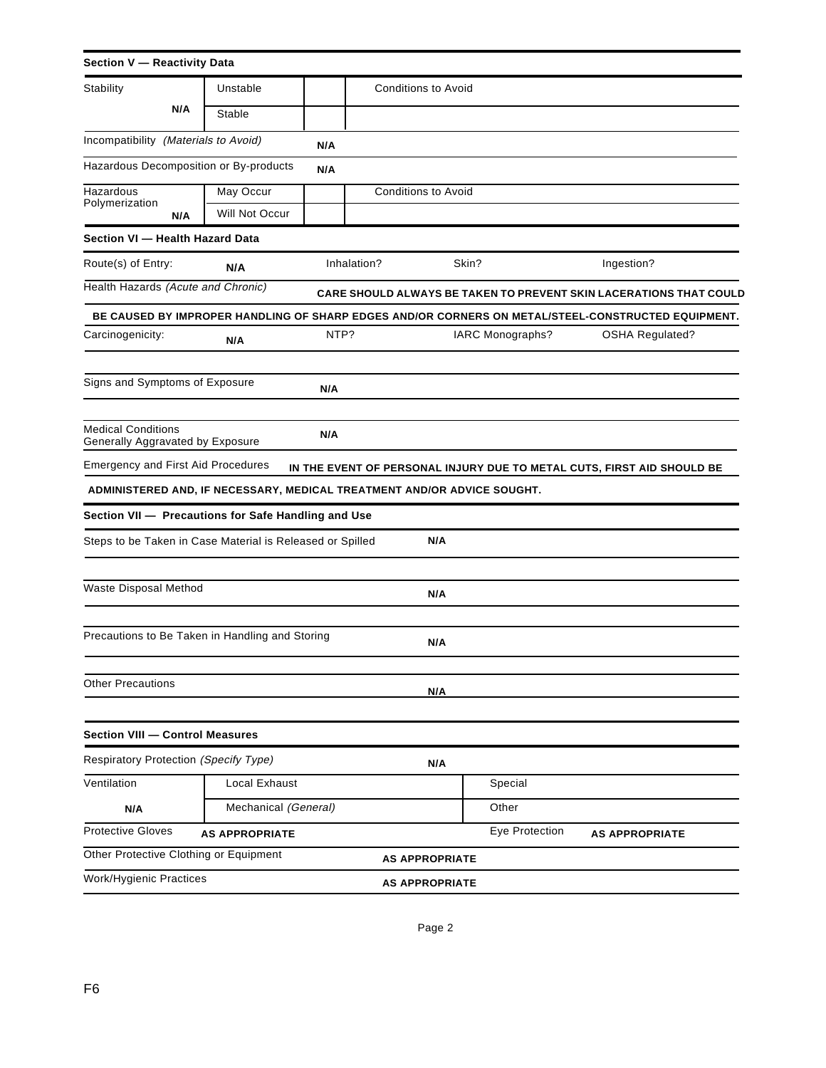## Section V — Reactivity Data

| | | | |
|---|---|---|---|
| Stability | Unstable | | Conditions to Avoid |
| **N/A** | Stable | | |

Incompatibility *(Materials to Avoid)* **N/A**

Hazardous Decomposition or By-products **N/A**

| | | | |
|---|---|---|---|
| Hazardous Polymerization | May Occur | | Conditions to Avoid |
| **N/A** | Will Not Occur | | |

## Section VI — Health Hazard Data

| | | | |
|---|---|---|---|
| Route(s) of Entry: **N/A** | Inhalation? | Skin? | Ingestion? |

Health Hazards *(Acute and Chronic)* **CARE SHOULD ALWAYS BE TAKEN TO PREVENT SKIN LACERATIONS THAT COULD BE CAUSED BY IMPROPER HANDLING OF SHARP EDGES AND/OR CORNERS ON METAL/STEEL-CONSTRUCTED EQUIPMENT.**

| | | | |
|---|---|---|---|
| Carcinogenicity: **N/A** | NTP? | IARC Monographs? | OSHA Regulated? |

Signs and Symptoms of Exposure **N/A**

Medical Conditions Generally Aggravated by Exposure **N/A**

Emergency and First Aid Procedures **IN THE EVENT OF PERSONAL INJURY DUE TO METAL CUTS, FIRST AID SHOULD BE ADMINISTERED AND, IF NECESSARY, MEDICAL TREATMENT AND/OR ADVICE SOUGHT.**

## Section VII — Precautions for Safe Handling and Use

Steps to be Taken in Case Material is Released or Spilled **N/A**

Waste Disposal Method **N/A**

Precautions to Be Taken in Handling and Storing **N/A**

Other Precautions **N/A**

## Section VIII — Control Measures

Respiratory Protection *(Specify Type)* **N/A**

| | | |
|---|---|---|
| Ventilation | Local Exhaust | Special |
| **N/A** | Mechanical *(General)* | Other |

Protective Gloves **AS APPROPRIATE** Eye Protection **AS APPROPRIATE**

Other Protective Clothing or Equipment **AS APPROPRIATE**

Work/Hygienic Practices **AS APPROPRIATE**

F6